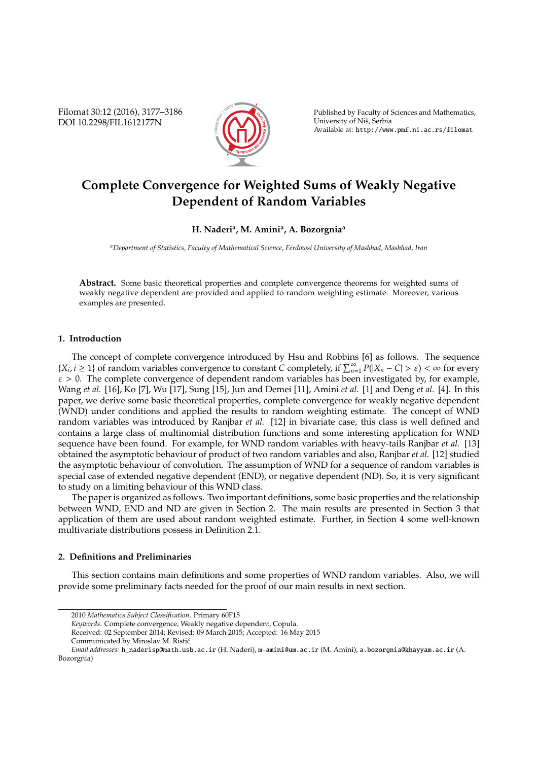# Complete Convergence for Weighted Sums of Weakly Negative Dependent of Random Variables

**H. Naderi[a], M. Amini[a], A. Bozorgnia[a]**

*[a]Department of Statistics, Faculty of Mathematical Science, Ferdowsi University of Mashhad, Mashhad, Iran*

**Abstract.** Some basic theoretical properties and complete convergence theorems for weighted sums of weakly negative dependent are provided and applied to random weighting estimate. Moreover, various examples are presented.

## 1. Introduction

The concept of complete convergence introduced by Hsu and Robbins [6] as follows. The sequence $\{X_i, i \geq 1\}$ of random variables convergence to constant $C$ completely, if $\sum_{n=1}^{\infty} P(|X_n - C| > \varepsilon) < \infty$ for every $\varepsilon > 0$. The complete convergence of dependent random variables has been investigated by, for example, Wang *et al.* [16], Ko [7], Wu [17], Sung [15], Jun and Demei [11], Amini *et al.* [1] and Deng *et al.* [4]. In this paper, we derive some basic theoretical properties, complete convergence for weakly negative dependent (WND) under conditions and applied the results to random weighting estimate. The concept of WND random variables was introduced by Ranjbar *et al.* [12] in bivariate case, this class is well defined and contains a large class of multinomial distribution functions and some interesting application for WND sequence have been found. For example, for WND random variables with heavy-tails Ranjbar *et al.* [13] obtained the asymptotic behaviour of product of two random variables and also, Ranjbar *et al.* [12] studied the asymptotic behaviour of convolution. The assumption of WND for a sequence of random variables is special case of extended negative dependent (END), or negative dependent (ND). So, it is very significant to study on a limiting behaviour of this WND class.

The paper is organized as follows. Two important definitions, some basic properties and the relationship between WND, END and ND are given in Section 2. The main results are presented in Section 3 that application of them are used about random weighted estimate. Further, in Section 4 some well-known multivariate distributions possess in Definition 2.1.

## 2. Definitions and Preliminaries

This section contains main definitions and some properties of WND random variables. Also, we will provide some preliminary facts needed for the proof of our main results in next section.

---

2010 *Mathematics Subject Classification.* Primary 60F15

*Keywords.* Complete convergence, Weakly negative dependent, Copula.

Received: 02 September 2014; Revised: 09 March 2015; Accepted: 16 May 2015

Communicated by Miroslav M. Ristić

*Email addresses:* h_naderisp@math.usb.ac.ir (H. Naderi), m-amini@um.ac.ir (M. Amini), a.bozorgnia@khayyam.ac.ir (A. Bozorgnia)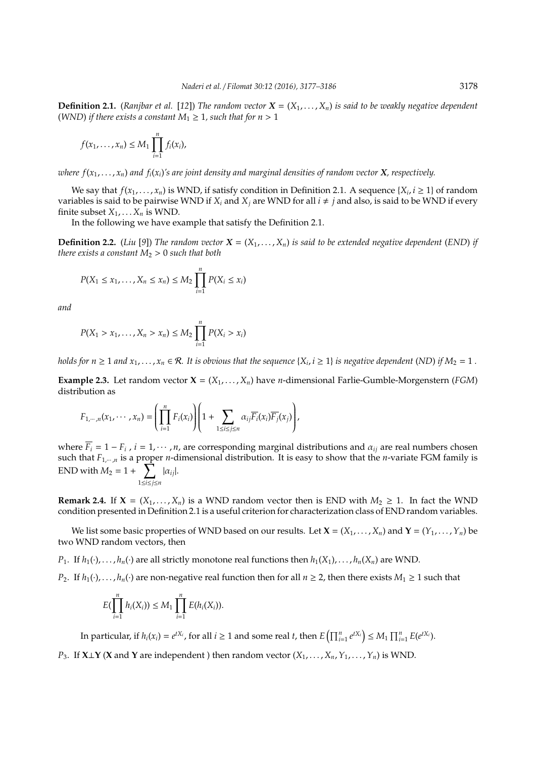**Definition 2.1.** (*Ranjbar et al.* [12]) *The random vector $\boldsymbol{X} = (X_1, \ldots, X_n)$ is said to be weakly negative dependent* (*WND*) *if there exists a constant $M_1 \geq 1$, such that for $n > 1$*

$$f(x_1, \ldots, x_n) \leq M_1 \prod_{i=1}^{n} f_i(x_i),$$

*where $f(x_1, \ldots, x_n)$ and $f_i(x_i)$'s are joint density and marginal densities of random vector $\boldsymbol{X}$, respectively.*

We say that $f(x_1, \ldots, x_n)$ is WND, if satisfy condition in Definition 2.1. A sequence $\{X_i, i \geq 1\}$ of random variables is said to be pairwise WND if $X_i$ and $X_j$ are WND for all $i \neq j$ and also, is said to be WND if every finite subset $X_1, \ldots X_n$ is WND.

In the following we have example that satisfy the Definition 2.1.

**Definition 2.2.** (*Liu* [9]) *The random vector $\boldsymbol{X} = (X_1, \ldots, X_n)$ is said to be extended negative dependent* (*END*) *if there exists a constant $M_2 > 0$ such that both*

$$P(X_1 \leq x_1, \ldots, X_n \leq x_n) \leq M_2 \prod_{i=1}^{n} P(X_i \leq x_i)$$

*and*

$$P(X_1 > x_1, \ldots, X_n > x_n) \leq M_2 \prod_{i=1}^{n} P(X_i > x_i)$$

*holds for $n \geq 1$ and $x_1, \ldots, x_n \in \mathcal{R}$. It is obvious that the sequence $\{X_i, i \geq 1\}$ is negative dependent* (*ND*) *if $M_2 = 1$ .*

**Example 2.3.** Let random vector $\mathbf{X} = (X_1, \ldots, X_n)$ have $n$-dimensional Farlie-Gumble-Morgenstern (*FGM*) distribution as

$$F_{1,\cdots,n}(x_1, \cdots, x_n) = \left(\prod_{i=1}^{n} F_i(x_i)\right)\left(1 + \sum_{1 \leq i \leq j \leq n} \alpha_{ij} \overline{F_i}(x_i) \overline{F_j}(x_j)\right),$$

where $\overline{F_i} = 1 - F_i$ , $i = 1, \cdots, n$, are corresponding marginal distributions and $\alpha_{ij}$ are real numbers chosen such that $F_{1,\cdots,n}$ is a proper $n$-dimensional distribution. It is easy to show that the $n$-variate FGM family is END with $M_2 = 1 + \sum_{1 \leq i \leq j \leq n} |\alpha_{ij}|$.

**Remark 2.4.** If $\mathbf{X} = (X_1, \ldots, X_n)$ is a WND random vector then is END with $M_2 \geq 1$. In fact the WND condition presented in Definition 2.1 is a useful criterion for characterization class of END random variables.

We list some basic properties of WND based on our results. Let $\mathbf{X} = (X_1, \ldots, X_n)$ and $\mathbf{Y} = (Y_1, \ldots, Y_n)$ be two WND random vectors, then

$P_1$. If $h_1(\cdot), \ldots, h_n(\cdot)$ are all strictly monotone real functions then $h_1(X_1), \ldots, h_n(X_n)$ are WND.

$P_2$. If $h_1(\cdot), \ldots, h_n(\cdot)$ are non-negative real function then for all $n \geq 2$, then there exists $M_1 \geq 1$ such that

$$E(\prod_{i=1}^{n} h_i(X_i)) \leq M_1 \prod_{i=1}^{n} E(h_i(X_i)).$$

In particular, if $h_i(x_i) = e^{tX_i}$, for all $i \geq 1$ and some real $t$, then $E\left(\prod_{i=1}^{n} e^{tX_i}\right) \leq M_1 \prod_{i=1}^{n} E(e^{tX_i})$.

$P_3$. If $\mathbf{X} \perp \mathbf{Y}$ ($\mathbf{X}$ and $\mathbf{Y}$ are independent ) then random vector $(X_1, \ldots, X_n, Y_1, \ldots, Y_n)$ is WND.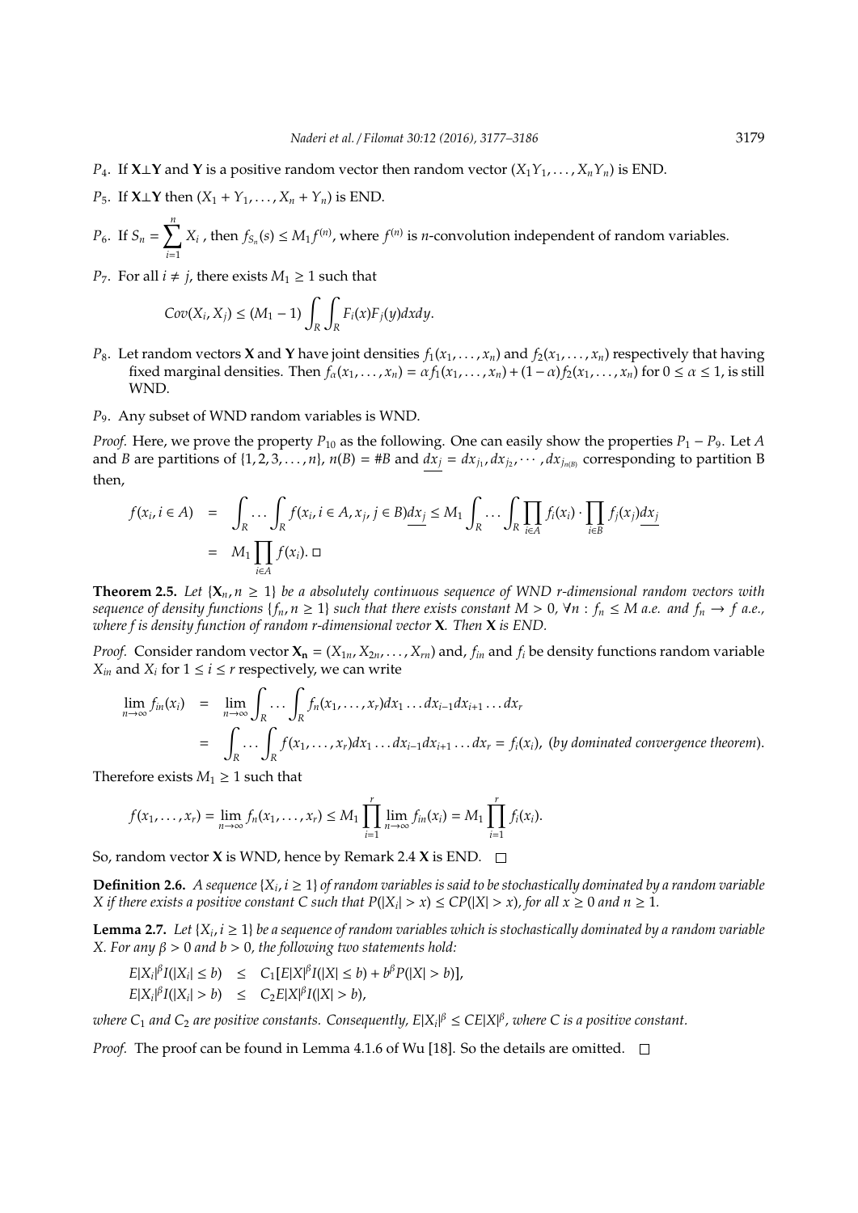$P_4$. If $\mathbf{X} \perp \mathbf{Y}$ and $\mathbf{Y}$ is a positive random vector then random vector $(X_1Y_1, \ldots, X_nY_n)$ is END.

$P_5$. If $\mathbf{X} \perp \mathbf{Y}$ then $(X_1 + Y_1, \ldots, X_n + Y_n)$ is END.

$P_6$. If $S_n = \sum_{i=1}^{n} X_i$ , then $f_{S_n}(s) \leq M_1 f^{(n)}$, where $f^{(n)}$ is $n$-convolution independent of random variables.

$P_7$. For all $i \neq j$, there exists $M_1 \geq 1$ such that

$$Cov(X_i, X_j) \leq (M_1 - 1) \int_R \int_R F_i(x) F_j(y) dx dy.$$

$P_8$. Let random vectors $\mathbf{X}$ and $\mathbf{Y}$ have joint densities $f_1(x_1, \ldots, x_n)$ and $f_2(x_1, \ldots, x_n)$ respectively that having fixed marginal densities. Then $f_\alpha(x_1, \ldots, x_n) = \alpha f_1(x_1, \ldots, x_n) + (1 - \alpha) f_2(x_1, \ldots, x_n)$ for $0 \leq \alpha \leq 1$, is still WND.

$P_9$. Any subset of WND random variables is WND.

*Proof.* Here, we prove the property $P_{10}$ as the following. One can easily show the properties $P_1 - P_9$. Let $A$ and $B$ are partitions of $\{1, 2, 3, \ldots, n\}$, $n(B) = \#B$ and $\underline{dx_j} = dx_{j_1}, dx_{j_2}, \cdots, dx_{j_{n(B)}}$ corresponding to partition B then,

$$\begin{aligned} f(x_i, i \in A) &= \int_R \ldots \int_R f(x_i, i \in A, x_j, j \in B) \underline{dx_j} \leq M_1 \int_R \ldots \int_R \prod_{i \in A} f_i(x_i) \cdot \prod_{i \in B} f_j(x_j) \underline{dx_j} \\ &= M_1 \prod_{i \in A} f(x_i). \ \Box \end{aligned}$$

**Theorem 2.5.** *Let $\{\mathbf{X}_n, n \geq 1\}$ be a absolutely continuous sequence of WND r-dimensional random vectors with sequence of density functions $\{f_n, n \geq 1\}$ such that there exists constant $M > 0$, $\forall n : f_n \leq M$ a.e. and $f_n \to f$ a.e., where f is density function of random r-dimensional vector $\mathbf{X}$. Then $\mathbf{X}$ is END.*

*Proof.* Consider random vector $\mathbf{X_n} = (X_{1n}, X_{2n}, \ldots, X_{rn})$ and, $f_{in}$ and $f_i$ be density functions random variable $X_{in}$ and $X_i$ for $1 \leq i \leq r$ respectively, we can write

$$\begin{aligned} \lim_{n\to\infty} f_{in}(x_i) &= \lim_{n\to\infty} \int_R \ldots \int_R f_n(x_1, \ldots, x_r) dx_1 \ldots dx_{i-1} dx_{i+1} \ldots dx_r \\ &= \int_R \ldots \int_R f(x_1, \ldots, x_r) dx_1 \ldots dx_{i-1} dx_{i+1} \ldots dx_r = f_i(x_i), \ (\textit{by dominated convergence theorem}). \end{aligned}$$

Therefore exists $M_1 \geq 1$ such that

$$f(x_1, \ldots, x_r) = \lim_{n\to\infty} f_n(x_1, \ldots, x_r) \leq M_1 \prod_{i=1}^{r} \lim_{n\to\infty} f_{in}(x_i) = M_1 \prod_{i=1}^{r} f_i(x_i).$$

So, random vector $\mathbf{X}$ is WND, hence by Remark 2.4 $\mathbf{X}$ is END. $\Box$

**Definition 2.6.** *A sequence $\{X_i, i \geq 1\}$ of random variables is said to be stochastically dominated by a random variable $X$ if there exists a positive constant $C$ such that $P(|X_i| > x) \leq CP(|X| > x)$, for all $x \geq 0$ and $n \geq 1$.*

**Lemma 2.7.** *Let $\{X_i, i \geq 1\}$ be a sequence of random variables which is stochastically dominated by a random variable $X$. For any $\beta > 0$ and $b > 0$, the following two statements hold:*

$$\begin{aligned} E|X_i|^\beta I(|X_i| \leq b) &\leq C_1[E|X|^\beta I(|X| \leq b) + b^\beta P(|X| > b)], \\ E|X_i|^\beta I(|X_i| > b) &\leq C_2 E|X|^\beta I(|X| > b), \end{aligned}$$

*where $C_1$ and $C_2$ are positive constants. Consequently, $E|X_i|^\beta \leq CE|X|^\beta$, where $C$ is a positive constant.*

*Proof.* The proof can be found in Lemma 4.1.6 of Wu [18]. So the details are omitted. $\Box$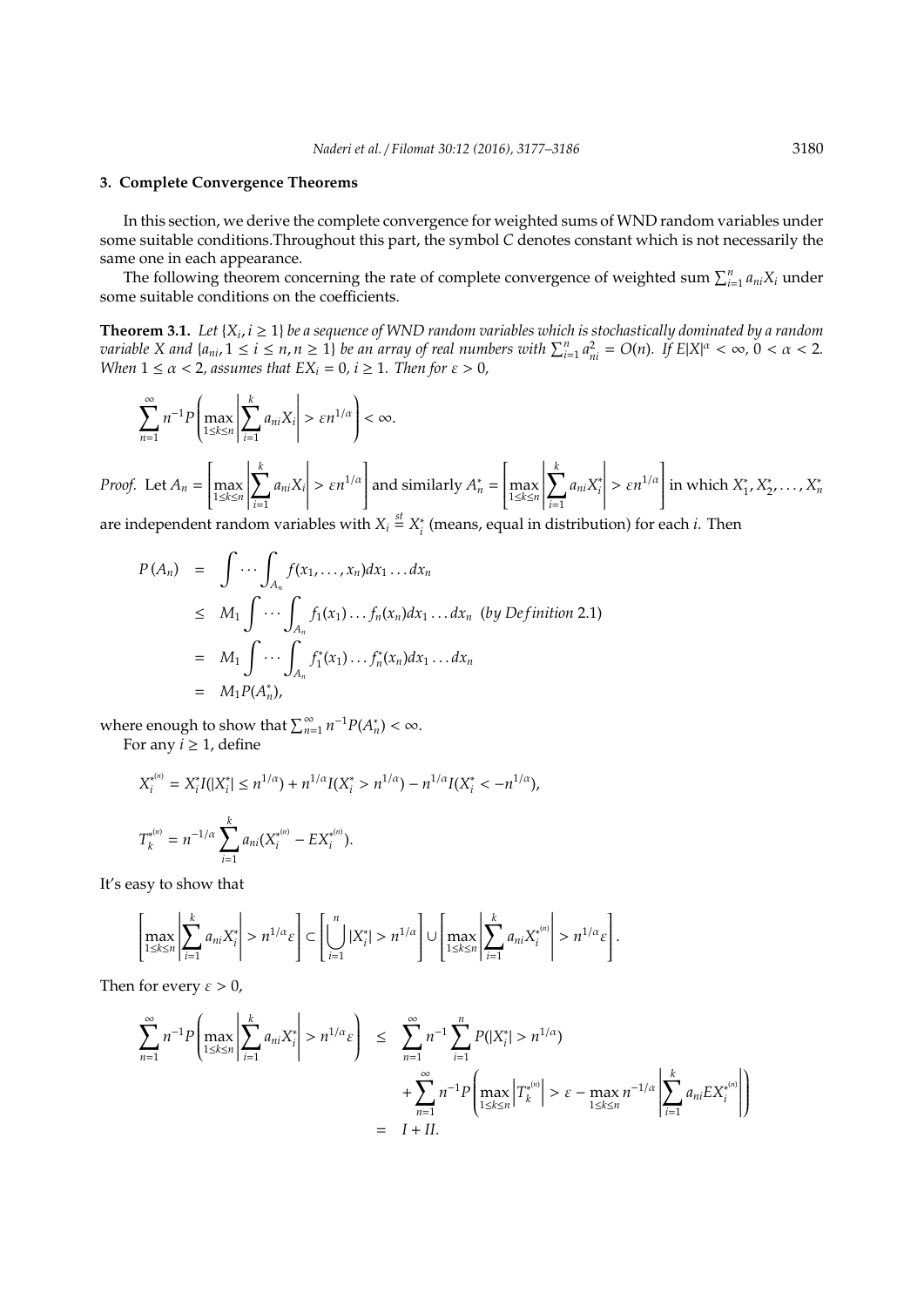## 3. Complete Convergence Theorems

In this section, we derive the complete convergence for weighted sums of WND random variables under some suitable conditions.Throughout this part, the symbol $C$ denotes constant which is not necessarily the same one in each appearance.

The following theorem concerning the rate of complete convergence of weighted sum $\sum_{i=1}^{n} a_{ni}X_i$ under some suitable conditions on the coefficients.

**Theorem 3.1.** *Let $\{X_i, i \geq 1\}$ be a sequence of WND random variables which is stochastically dominated by a random variable $X$ and $\{a_{ni}, 1 \leq i \leq n, n \geq 1\}$ be an array of real numbers with $\sum_{i=1}^{n} a_{ni}^2 = O(n)$. If $E|X|^\alpha < \infty$, $0 < \alpha < 2$. When $1 \leq \alpha < 2$, assumes that $EX_i = 0$, $i \geq 1$. Then for $\varepsilon > 0$,*

$$\sum_{n=1}^{\infty} n^{-1} P\left(\max_{1\leq k\leq n}\left|\sum_{i=1}^{k} a_{ni}X_i\right| > \varepsilon n^{1/\alpha}\right) < \infty.$$

*Proof.* Let $A_n = \left[\max_{1\leq k\leq n}\left|\sum_{i=1}^{k} a_{ni}X_i\right| > \varepsilon n^{1/\alpha}\right]$ and similarly $A_n^* = \left[\max_{1\leq k\leq n}\left|\sum_{i=1}^{k} a_{ni}X_i^*\right| > \varepsilon n^{1/\alpha}\right]$ in which $X_1^*, X_2^*, \ldots, X_n^*$ are independent random variables with $X_i \stackrel{st}{=} X_i^*$ (means, equal in distribution) for each $i$. Then

$$\begin{aligned}
P(A_n) &= \int \cdots \int_{A_n} f(x_1, \ldots, x_n) dx_1 \ldots dx_n \\
&\leq M_1 \int \cdots \int_{A_n} f_1(x_1) \ldots f_n(x_n) dx_1 \ldots dx_n \ \ (by\ Definition\ 2.1) \\
&= M_1 \int \cdots \int_{A_n} f_1^*(x_1) \ldots f_n^*(x_n) dx_1 \ldots dx_n \\
&= M_1 P(A_n^*),
\end{aligned}$$

where enough to show that $\sum_{n=1}^{\infty} n^{-1} P(A_n^*) < \infty$.

For any $i \geq 1$, define

$$X_i^{*^{(n)}} = X_i^* I(|X_i^*| \leq n^{1/\alpha}) + n^{1/\alpha} I(X_i^* > n^{1/\alpha}) - n^{1/\alpha} I(X_i^* < -n^{1/\alpha}),$$

$$T_k^{*^{(n)}} = n^{-1/\alpha} \sum_{i=1}^{k} a_{ni}(X_i^{*^{(n)}} - EX_i^{*^{(n)}}).$$

It's easy to show that

$$\left[\max_{1\leq k\leq n}\left|\sum_{i=1}^{k} a_{ni}X_i^*\right| > n^{1/\alpha}\varepsilon\right] \subset \left[\bigcup_{i=1}^{n} |X_i^*| > n^{1/\alpha}\right] \cup \left[\max_{1\leq k\leq n}\left|\sum_{i=1}^{k} a_{ni}X_i^{*^{(n)}}\right| > n^{1/\alpha}\varepsilon\right].$$

Then for every $\varepsilon > 0$,

$$\begin{aligned}
\sum_{n=1}^{\infty} n^{-1} P\left(\max_{1\leq k\leq n}\left|\sum_{i=1}^{k} a_{ni}X_i^*\right| > n^{1/\alpha}\varepsilon\right) &\leq \sum_{n=1}^{\infty} n^{-1} \sum_{i=1}^{n} P(|X_i^*| > n^{1/\alpha}) \\
&\quad + \sum_{n=1}^{\infty} n^{-1} P\left(\max_{1\leq k\leq n}\left|T_k^{*^{(n)}}\right| > \varepsilon - \max_{1\leq k\leq n} n^{-1/\alpha}\left|\sum_{i=1}^{k} a_{ni}EX_i^{*^{(n)}}\right|\right) \\
&= I + II.
\end{aligned}$$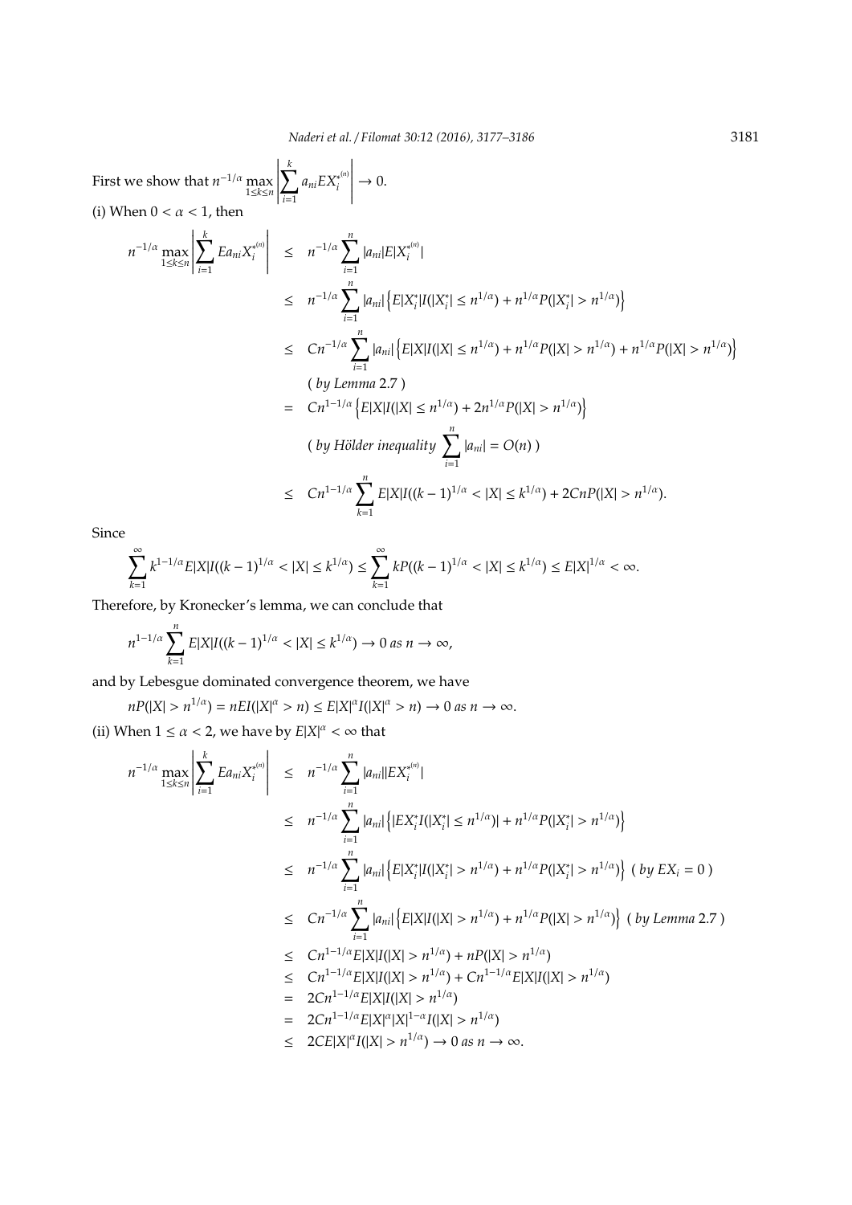First we show that $n^{-1/\alpha} \max_{1\le k\le n} \left| \sum_{i=1}^{k} a_{ni} E X_i^{*^{(n)}} \right| \to 0$.

(i) When $0 < \alpha < 1$, then

$$
\begin{aligned}
n^{-1/\alpha} \max_{1\le k\le n} \left| \sum_{i=1}^{k} E a_{ni} X_i^{*^{(n)}} \right| &\le n^{-1/\alpha} \sum_{i=1}^{n} |a_{ni}| E|X_i^{*^{(n)}}| \\
&\le n^{-1/\alpha} \sum_{i=1}^{n} |a_{ni}| \left\{ E|X_i^*| I(|X_i^*| \le n^{1/\alpha}) + n^{1/\alpha} P(|X_i^*| > n^{1/\alpha}) \right\} \\
&\le C n^{-1/\alpha} \sum_{i=1}^{n} |a_{ni}| \left\{ E|X| I(|X| \le n^{1/\alpha}) + n^{1/\alpha} P(|X| > n^{1/\alpha}) + n^{1/\alpha} P(|X| > n^{1/\alpha}) \right\} \\
&\quad (\textit{ by Lemma } 2.7 \text{ }) \\
&= C n^{1-1/\alpha} \left\{ E|X| I(|X| \le n^{1/\alpha}) + 2n^{1/\alpha} P(|X| > n^{1/\alpha}) \right\} \\
&\quad (\textit{ by Hölder inequality } \sum_{i=1}^{n} |a_{ni}| = O(n) \text{ }) \\
&\le C n^{1-1/\alpha} \sum_{k=1}^{n} E|X| I((k-1)^{1/\alpha} < |X| \le k^{1/\alpha}) + 2CnP(|X| > n^{1/\alpha}).
\end{aligned}
$$

Since

$$
\sum_{k=1}^{\infty} k^{1-1/\alpha} E|X| I((k-1)^{1/\alpha} < |X| \le k^{1/\alpha}) \le \sum_{k=1}^{\infty} k P((k-1)^{1/\alpha} < |X| \le k^{1/\alpha}) \le E|X|^{1/\alpha} < \infty.
$$

Therefore, by Kronecker's lemma, we can conclude that

$$
n^{1-1/\alpha} \sum_{k=1}^{n} E|X| I((k-1)^{1/\alpha} < |X| \le k^{1/\alpha}) \to 0 \textit{ as } n \to \infty,
$$

and by Lebesgue dominated convergence theorem, we have

$$
nP(|X| > n^{1/\alpha}) = nEI(|X|^\alpha > n) \le E|X|^\alpha I(|X|^\alpha > n) \to 0 \textit{ as } n \to \infty.
$$

(ii) When $1 \le \alpha < 2$, we have by $E|X|^\alpha < \infty$ that

$$
\begin{aligned}
n^{-1/\alpha} \max_{1\le k\le n} \left| \sum_{i=1}^{k} E a_{ni} X_i^{*^{(n)}} \right| &\le n^{-1/\alpha} \sum_{i=1}^{n} |a_{ni}| |E X_i^{*^{(n)}}| \\
&\le n^{-1/\alpha} \sum_{i=1}^{n} |a_{ni}| \left\{ |E X_i^* I(|X_i^*| \le n^{1/\alpha})| + n^{1/\alpha} P(|X_i^*| > n^{1/\alpha}) \right\} \\
&\le n^{-1/\alpha} \sum_{i=1}^{n} |a_{ni}| \left\{ E|X_i^*| I(|X_i^*| > n^{1/\alpha}) + n^{1/\alpha} P(|X_i^*| > n^{1/\alpha}) \right\} \text{ } (\textit{ by } EX_i = 0 \text{ }) \\
&\le C n^{-1/\alpha} \sum_{i=1}^{n} |a_{ni}| \left\{ E|X| I(|X| > n^{1/\alpha}) + n^{1/\alpha} P(|X| > n^{1/\alpha}) \right\} \text{ } (\textit{ by Lemma } 2.7 \text{ }) \\
&\le C n^{1-1/\alpha} E|X| I(|X| > n^{1/\alpha}) + nP(|X| > n^{1/\alpha}) \\
&\le C n^{1-1/\alpha} E|X| I(|X| > n^{1/\alpha}) + C n^{1-1/\alpha} E|X| I(|X| > n^{1/\alpha}) \\
&= 2C n^{1-1/\alpha} E|X| I(|X| > n^{1/\alpha}) \\
&= 2C n^{1-1/\alpha} E|X|^\alpha |X|^{1-\alpha} I(|X| > n^{1/\alpha}) \\
&\le 2CE|X|^\alpha I(|X| > n^{1/\alpha}) \to 0 \textit{ as } n \to \infty.
\end{aligned}
$$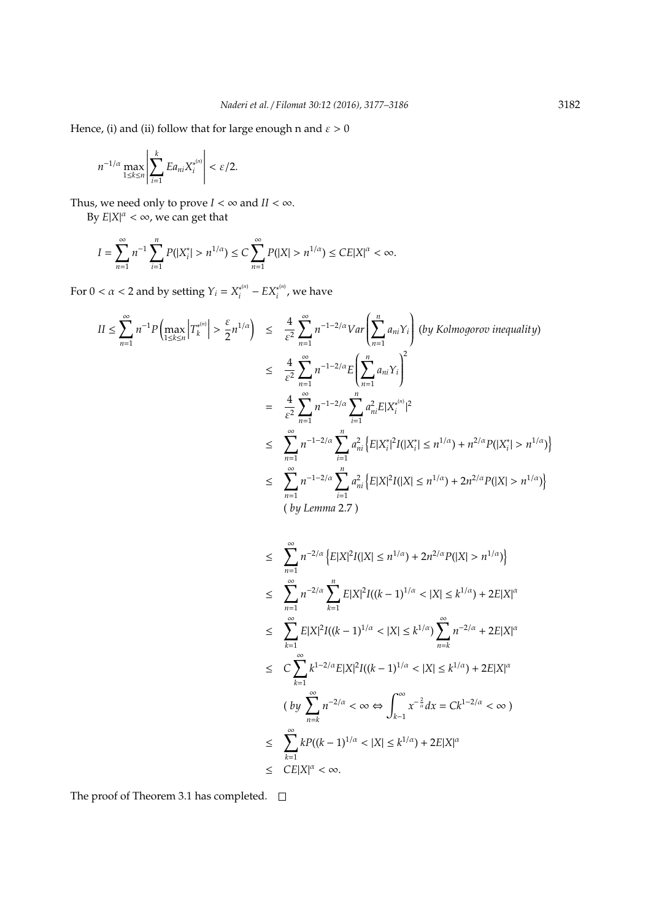Hence, (i) and (ii) follow that for large enough n and $\varepsilon > 0$

$$n^{-1/\alpha} \max_{1\le k\le n} \left| \sum_{i=1}^{k} Ea_{ni}X_i^{*(n)} \right| < \varepsilon/2.$$

Thus, we need only to prove $I < \infty$ and $II < \infty$.

By $E|X|^\alpha < \infty$, we can get that

$$I = \sum_{n=1}^{\infty} n^{-1} \sum_{i=1}^{n} P(|X_i^*| > n^{1/\alpha}) \le C \sum_{n=1}^{\infty} P(|X| > n^{1/\alpha}) \le CE|X|^\alpha < \infty.$$

For $0 < \alpha < 2$ and by setting $Y_i = X_i^{*(n)} - EX_i^{*(n)}$, we have

$$\begin{aligned}
II \le \sum_{n=1}^{\infty} n^{-1} P\left(\max_{1\le k\le n} \left|T_k^{*(n)}\right| > \frac{\varepsilon}{2} n^{1/\alpha}\right) &\le \frac{4}{\varepsilon^2} \sum_{n=1}^{\infty} n^{-1-2/\alpha} Var\left(\sum_{n=1}^{n} a_{ni}Y_i\right) \ (\textit{by Kolmogorov inequality}) \\
&\le \frac{4}{\varepsilon^2} \sum_{n=1}^{\infty} n^{-1-2/\alpha} E\left(\sum_{n=1}^{n} a_{ni}Y_i\right)^2 \\
&= \frac{4}{\varepsilon^2} \sum_{n=1}^{\infty} n^{-1-2/\alpha} \sum_{i=1}^{n} a_{ni}^2 E|X_i^{*(n)}|^2 \\
&\le \sum_{n=1}^{\infty} n^{-1-2/\alpha} \sum_{i=1}^{n} a_{ni}^2 \left\{E|X_i^*|^2 I(|X_i^*| \le n^{1/\alpha}) + n^{2/\alpha} P(|X_i^*| > n^{1/\alpha})\right\} \\
&\le \sum_{n=1}^{\infty} n^{-1-2/\alpha} \sum_{i=1}^{n} a_{ni}^2 \left\{E|X|^2 I(|X| \le n^{1/\alpha}) + 2n^{2/\alpha} P(|X| > n^{1/\alpha})\right\} \\
&\quad (\textit{ by Lemma } 2.7 \text{ )} \\
&\le \sum_{n=1}^{\infty} n^{-2/\alpha} \left\{E|X|^2 I(|X| \le n^{1/\alpha}) + 2n^{2/\alpha} P(|X| > n^{1/\alpha})\right\} \\
&\le \sum_{n=1}^{\infty} n^{-2/\alpha} \sum_{k=1}^{n} E|X|^2 I((k-1)^{1/\alpha} < |X| \le k^{1/\alpha}) + 2E|X|^\alpha \\
&\le \sum_{k=1}^{\infty} E|X|^2 I((k-1)^{1/\alpha} < |X| \le k^{1/\alpha}) \sum_{n=k}^{\infty} n^{-2/\alpha} + 2E|X|^\alpha \\
&\le C \sum_{k=1}^{\infty} k^{1-2/\alpha} E|X|^2 I((k-1)^{1/\alpha} < |X| \le k^{1/\alpha}) + 2E|X|^\alpha \\
&\quad \left( \textit{by } \sum_{n=k}^{\infty} n^{-2/\alpha} < \infty \Leftrightarrow \int_{k-1}^{\infty} x^{-\frac{2}{\alpha}} dx = Ck^{1-2/\alpha} < \infty \right) \\
&\le \sum_{k=1}^{\infty} kP((k-1)^{1/\alpha} < |X| \le k^{1/\alpha}) + 2E|X|^\alpha \\
&\le CE|X|^\alpha < \infty.
\end{aligned}$$

The proof of Theorem 3.1 has completed. □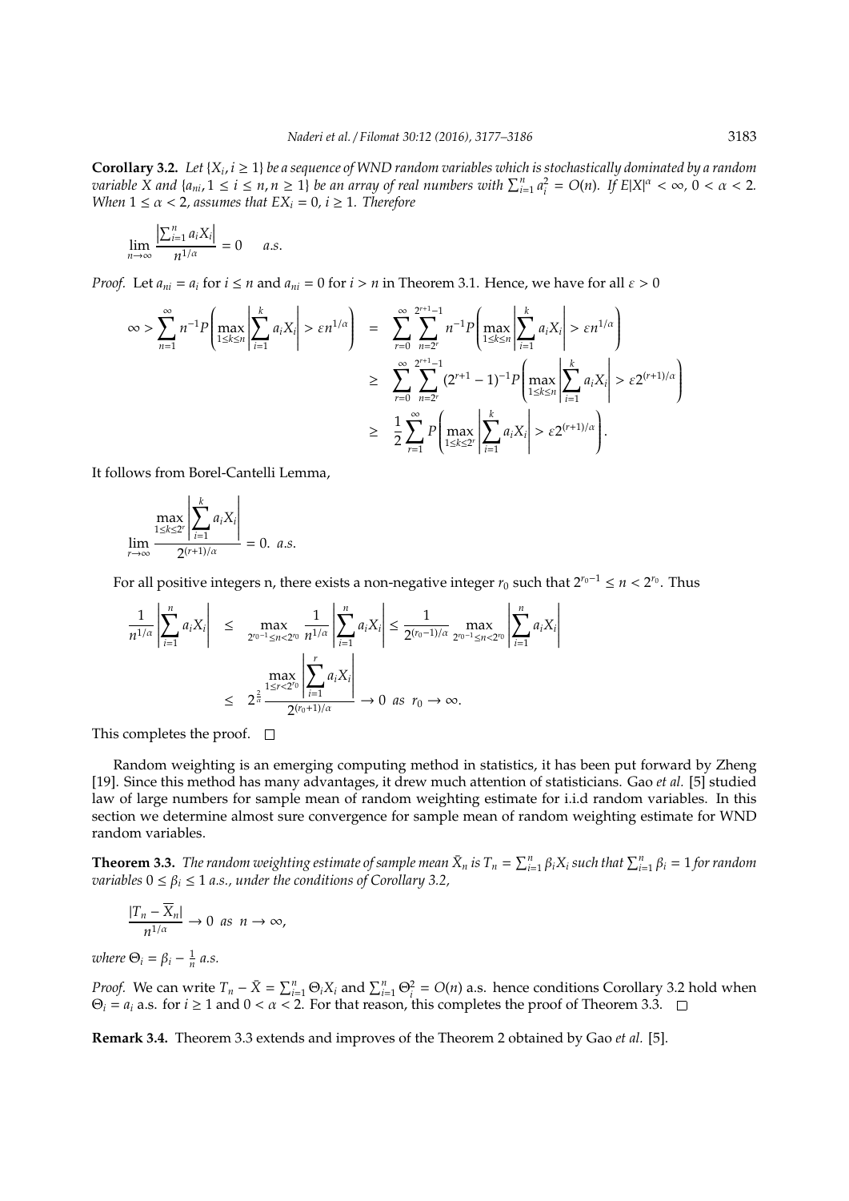**Corollary 3.2.** *Let $\{X_i, i \geq 1\}$ be a sequence of WND random variables which is stochastically dominated by a random variable $X$ and $\{a_{ni}, 1 \leq i \leq n, n \geq 1\}$ be an array of real numbers with $\sum_{i=1}^{n} a_i^2 = O(n)$. If $E|X|^\alpha < \infty$, $0 < \alpha < 2$. When $1 \leq \alpha < 2$, assumes that $EX_i = 0$, $i \geq 1$. Therefore*

$$\lim_{n\to\infty} \frac{\left|\sum_{i=1}^{n} a_i X_i\right|}{n^{1/\alpha}} = 0 \quad a.s.$$

*Proof.* Let $a_{ni} = a_i$ for $i \leq n$ and $a_{ni} = 0$ for $i > n$ in Theorem 3.1. Hence, we have for all $\varepsilon > 0$

$$\begin{aligned}
\infty > \sum_{n=1}^{\infty} n^{-1} P\left(\max_{1\leq k\leq n}\left|\sum_{i=1}^{k} a_i X_i\right| > \varepsilon n^{1/\alpha}\right) &= \sum_{r=0}^{\infty}\sum_{n=2^r}^{2^{r+1}-1} n^{-1} P\left(\max_{1\leq k\leq n}\left|\sum_{i=1}^{k} a_i X_i\right| > \varepsilon n^{1/\alpha}\right) \\
&\geq \sum_{r=0}^{\infty}\sum_{n=2^r}^{2^{r+1}-1} (2^{r+1}-1)^{-1} P\left(\max_{1\leq k\leq n}\left|\sum_{i=1}^{k} a_i X_i\right| > \varepsilon 2^{(r+1)/\alpha}\right) \\
&\geq \frac{1}{2}\sum_{r=1}^{\infty} P\left(\max_{1\leq k\leq 2^r}\left|\sum_{i=1}^{k} a_i X_i\right| > \varepsilon 2^{(r+1)/\alpha}\right).
\end{aligned}$$

It follows from Borel-Cantelli Lemma,

$$\lim_{r\to\infty} \frac{\max_{1\leq k\leq 2^r}\left|\sum_{i=1}^{k} a_i X_i\right|}{2^{(r+1)/\alpha}} = 0. \ a.s.$$

For all positive integers n, there exists a non-negative integer $r_0$ such that $2^{r_0-1} \leq n < 2^{r_0}$. Thus

$$\begin{aligned}
\frac{1}{n^{1/\alpha}}\left|\sum_{i=1}^{n} a_i X_i\right| &\leq \max_{2^{r_0-1}\leq n<2^{r_0}} \frac{1}{n^{1/\alpha}}\left|\sum_{i=1}^{n} a_i X_i\right| \leq \frac{1}{2^{(r_0-1)/\alpha}} \max_{2^{r_0-1}\leq n<2^{r_0}}\left|\sum_{i=1}^{n} a_i X_i\right| \\
&\leq 2^{\frac{2}{\alpha}} \frac{\max_{1\leq r<2^{r_0}}\left|\sum_{i=1}^{r} a_i X_i\right|}{2^{(r_0+1)/\alpha}} \to 0 \ \ as \ \ r_0 \to \infty.
\end{aligned}$$

This completes the proof. □

Random weighting is an emerging computing method in statistics, it has been put forward by Zheng [19]. Since this method has many advantages, it drew much attention of statisticians. Gao *et al.* [5] studied law of large numbers for sample mean of random weighting estimate for i.i.d random variables. In this section we determine almost sure convergence for sample mean of random weighting estimate for WND random variables.

**Theorem 3.3.** *The random weighting estimate of sample mean $\bar{X}_n$ is $T_n = \sum_{i=1}^{n} \beta_i X_i$ such that $\sum_{i=1}^{n} \beta_i = 1$ for random variables $0 \leq \beta_i \leq 1$ a.s., under the conditions of Corollary 3.2,*

$$\frac{|T_n - \overline{X}_n|}{n^{1/\alpha}} \to 0 \ \ as \ \ n \to \infty,$$

*where $\Theta_i = \beta_i - \frac{1}{n}$ a.s.*

*Proof.* We can write $T_n - \bar{X} = \sum_{i=1}^{n} \Theta_i X_i$ and $\sum_{i=1}^{n} \Theta_i^2 = O(n)$ a.s. hence conditions Corollary 3.2 hold when $\Theta_i = a_i$ a.s. for $i \geq 1$ and $0 < \alpha < 2$. For that reason, this completes the proof of Theorem 3.3. □

**Remark 3.4.** Theorem 3.3 extends and improves of the Theorem 2 obtained by Gao *et al.* [5].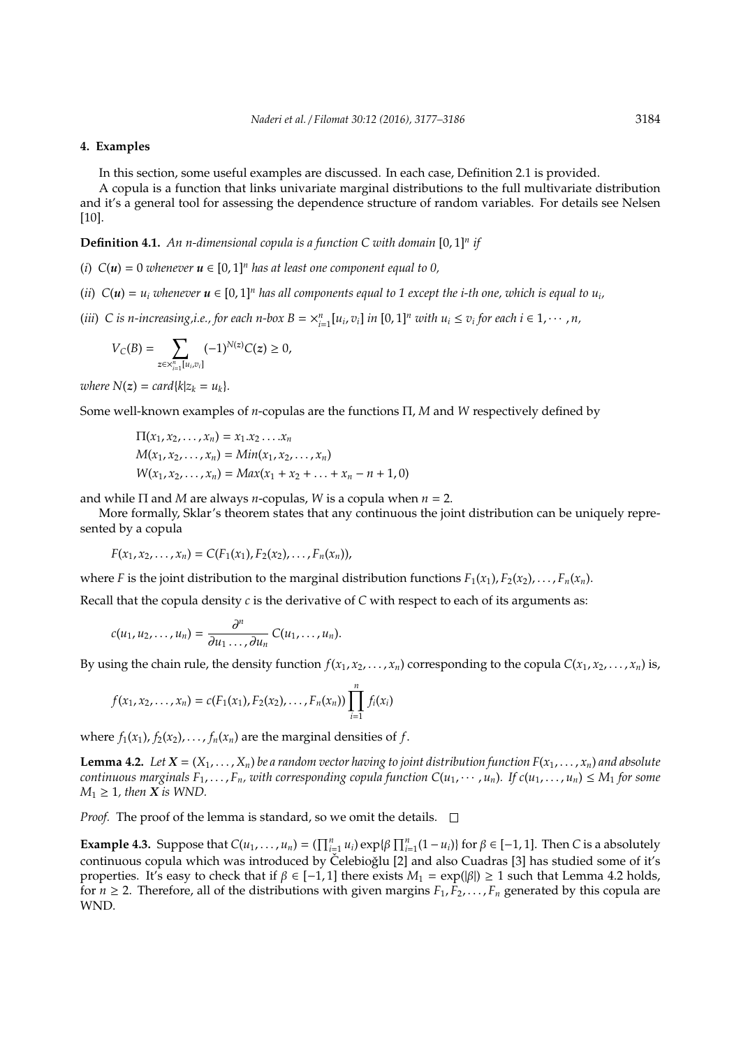## 4. Examples

In this section, some useful examples are discussed. In each case, Definition 2.1 is provided.

A copula is a function that links univariate marginal distributions to the full multivariate distribution and it's a general tool for assessing the dependence structure of random variables. For details see Nelsen [10].

**Definition 4.1.** *An n-dimensional copula is a function C with domain* $[0,1]^n$ *if*

(*i*) $C(\boldsymbol{u}) = 0$ *whenever* $\boldsymbol{u} \in [0,1]^n$ *has at least one component equal to 0,*

(*ii*) $C(\boldsymbol{u}) = u_i$ *whenever* $\boldsymbol{u} \in [0,1]^n$ *has all components equal to 1 except the i-th one, which is equal to* $u_i$*,*

(*iii*) *C is n-increasing,i.e., for each n-box* $B = \times_{i=1}^{n}[u_i, v_i]$ *in* $[0,1]^n$ *with* $u_i \leq v_i$ *for each* $i \in 1, \cdots, n$*,*

$$V_C(B) = \sum_{z \in \times_{i=1}^{n}[u_i, v_i]} (-1)^{N(z)} C(\boldsymbol{z}) \geq 0,$$

*where* $N(\boldsymbol{z}) = card\{k | z_k = u_k\}$*.*

Some well-known examples of $n$-copulas are the functions $\Pi$, $M$ and $W$ respectively defined by

$$\Pi(x_1, x_2, \ldots, x_n) = x_1.x_2 \ldots .x_n$$
$$M(x_1, x_2, \ldots, x_n) = Min(x_1, x_2, \ldots, x_n)$$
$$W(x_1, x_2, \ldots, x_n) = Max(x_1 + x_2 + \ldots + x_n - n + 1, 0)$$

and while $\Pi$ and $M$ are always $n$-copulas, $W$ is a copula when $n = 2$.

More formally, Sklar's theorem states that any continuous the joint distribution can be uniquely represented by a copula

$$F(x_1, x_2, \ldots, x_n) = C(F_1(x_1), F_2(x_2), \ldots, F_n(x_n)),$$

where $F$ is the joint distribution to the marginal distribution functions $F_1(x_1), F_2(x_2), \ldots, F_n(x_n)$.

Recall that the copula density $c$ is the derivative of $C$ with respect to each of its arguments as:

$$c(u_1, u_2, \ldots, u_n) = \frac{\partial^n}{\partial u_1 \ldots, \partial u_n} C(u_1, \ldots, u_n).$$

By using the chain rule, the density function $f(x_1, x_2, \ldots, x_n)$ corresponding to the copula $C(x_1, x_2, \ldots, x_n)$ is,

$$f(x_1, x_2, \ldots, x_n) = c(F_1(x_1), F_2(x_2), \ldots, F_n(x_n)) \prod_{i=1}^{n} f_i(x_i)$$

where $f_1(x_1), f_2(x_2), \ldots, f_n(x_n)$ are the marginal densities of $f$.

**Lemma 4.2.** *Let* $\boldsymbol{X} = (X_1, \ldots, X_n)$ *be a random vector having to joint distribution function* $F(x_1, \ldots, x_n)$ *and absolute continuous marginals* $F_1, \ldots, F_n$*, with corresponding copula function* $C(u_1, \cdots, u_n)$*. If* $c(u_1, \ldots, u_n) \leq M_1$ *for some* $M_1 \geq 1$*, then* $\boldsymbol{X}$ *is WND.*

*Proof.* The proof of the lemma is standard, so we omit the details. □

**Example 4.3.** Suppose that $C(u_1, \ldots, u_n) = (\prod_{i=1}^{n} u_i) \exp\{\beta \prod_{i=1}^{n}(1 - u_i)\}$ for $\beta \in [-1, 1]$. Then $C$ is a absolutely continuous copula which was introduced by Čelebioğlu [2] and also Cuadras [3] has studied some of it's properties. It's easy to check that if $\beta \in [-1, 1]$ there exists $M_1 = \exp(|\beta|) \geq 1$ such that Lemma 4.2 holds, for $n \geq 2$. Therefore, all of the distributions with given margins $F_1, F_2, \ldots, F_n$ generated by this copula are WND.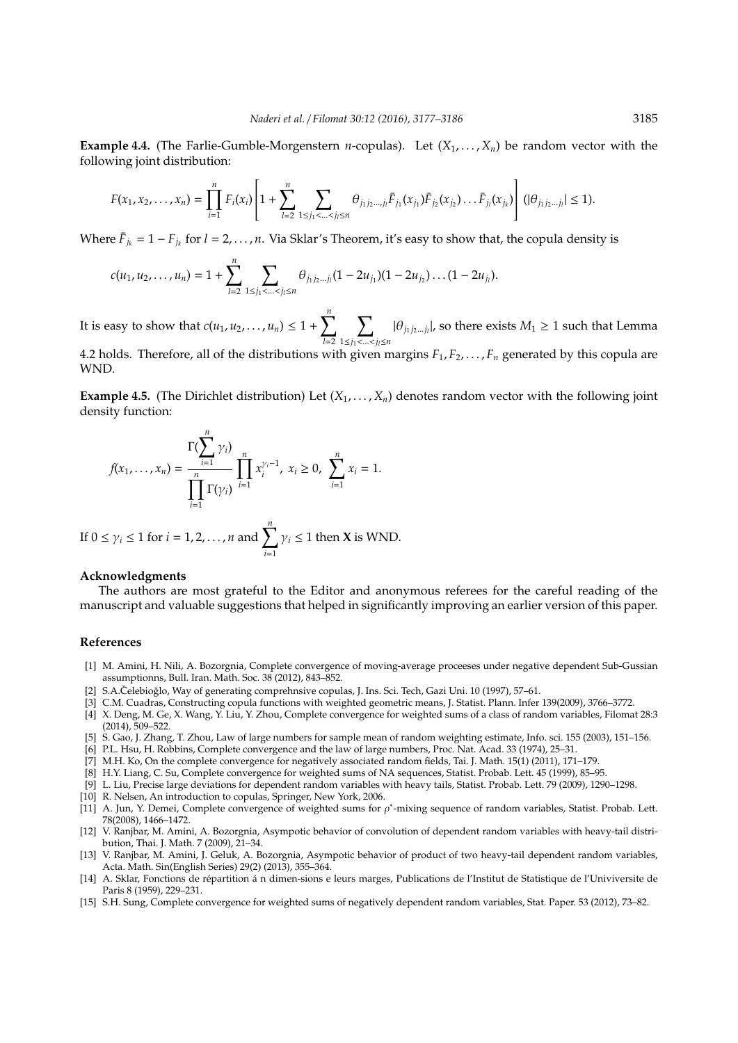**Example 4.4.** (The Farlie-Gumble-Morgenstern $n$-copulas). Let $(X_1, \ldots, X_n)$ be random vector with the following joint distribution:

$$F(x_1, x_2, \ldots, x_n) = \prod_{i=1}^{n} F_i(x_i) \left[ 1 + \sum_{l=2}^{n} \sum_{1 \leq j_1 < \ldots < j_l \leq n} \theta_{j_1 j_2 \ldots, j_l} \bar{F}_{j_1}(x_{j_1}) \bar{F}_{j_2}(x_{j_2}) \ldots \bar{F}_{j_l}(x_{j_k}) \right] \; (|\theta_{j_1 j_2 \ldots j_l}| \leq 1).$$

Where $\bar{F}_{j_k} = 1 - F_{j_k}$ for $l = 2, \ldots, n$. Via Sklar's Theorem, it's easy to show that, the copula density is

$$c(u_1, u_2, \ldots, u_n) = 1 + \sum_{l=2}^{n} \sum_{1 \leq j_1 < \ldots < j_l \leq n} \theta_{j_1 j_2 \ldots j_l} (1 - 2u_{j_1})(1 - 2u_{j_2}) \ldots (1 - 2u_{j_l}).$$

It is easy to show that $c(u_1, u_2, \ldots, u_n) \leq 1 + \sum_{l=2}^{n} \sum_{1 \leq j_1 < \ldots < j_l \leq n} |\theta_{j_1 j_2 \ldots j_l}|$, so there exists $M_1 \geq 1$ such that Lemma 4.2 holds. Therefore, all of the distributions with given margins $F_1, F_2, \ldots, F_n$ generated by this copula are WND.

**Example 4.5.** (The Dirichlet distribution) Let $(X_1, \ldots, X_n)$ denotes random vector with the following joint density function:

$$f(x_1, \ldots, x_n) = \frac{\Gamma(\sum_{i=1}^{n} \gamma_i)}{\prod_{i=1}^{n} \Gamma(\gamma_i)} \prod_{i=1}^{n} x_i^{\gamma_i - 1}, \; x_i \geq 0, \; \sum_{i=1}^{n} x_i = 1.$$

If $0 \leq \gamma_i \leq 1$ for $i = 1, 2, \ldots, n$ and $\sum_{i=1}^{n} \gamma_i \leq 1$ then $\mathbf{X}$ is WND.

## Acknowledgments

The authors are most grateful to the Editor and anonymous referees for the careful reading of the manuscript and valuable suggestions that helped in significantly improving an earlier version of this paper.

## References

[1] M. Amini, H. Nili, A. Bozorgnia, Complete convergence of moving-average proceeses under negative dependent Sub-Gussian assumptionns, Bull. Iran. Math. Soc. 38 (2012), 843–852.

[2] S.A.Čelebioğlo, Way of generating comprehnsive copulas, J. Ins. Sci. Tech, Gazi Uni. 10 (1997), 57–61.

[3] C.M. Cuadras, Constructing copula functions with weighted geometric means, J. Statist. Plann. Infer 139(2009), 3766–3772.

[4] X. Deng, M. Ge, X. Wang, Y. Liu, Y. Zhou, Complete convergence for weighted sums of a class of random variables, Filomat 28:3 (2014), 509–522.

[5] S. Gao, J. Zhang, T. Zhou, Law of large numbers for sample mean of random weighting estimate, Info. sci. 155 (2003), 151–156.

[6] P.L. Hsu, H. Robbins, Complete convergence and the law of large numbers, Proc. Nat. Acad. 33 (1974), 25–31.

[7] M.H. Ko, On the complete convergence for negatively associated random fields, Tai. J. Math. 15(1) (2011), 171–179.

[8] H.Y. Liang, C. Su, Complete convergence for weighted sums of NA sequences, Statist. Probab. Lett. 45 (1999), 85–95.

[9] L. Liu, Precise large deviations for dependent random variables with heavy tails, Statist. Probab. Lett. 79 (2009), 1290–1298.

[10] R. Nelsen, An introduction to copulas, Springer, New York, 2006.

[11] A. Jun, Y. Demei, Complete convergence of weighted sums for $\rho^*$-mixing sequence of random variables, Statist. Probab. Lett. 78(2008), 1466–1472.

[12] V. Ranjbar, M. Amini, A. Bozorgnia, Asympotic behavior of convolution of dependent random variables with heavy-tail distribution, Thai. J. Math. 7 (2009), 21–34.

[13] V. Ranjbar, M. Amini, J. Geluk, A. Bozorgnia, Asympotic behavior of product of two heavy-tail dependent random variables, Acta. Math. Sin(English Series) 29(2) (2013), 355–364.

[14] A. Sklar, Fonctions de répartition á n dimen-sions e leurs marges, Publications de l'Institut de Statistique de l'Univiversite de Paris 8 (1959), 229–231.

[15] S.H. Sung, Complete convergence for weighted sums of negatively dependent random variables, Stat. Paper. 53 (2012), 73–82.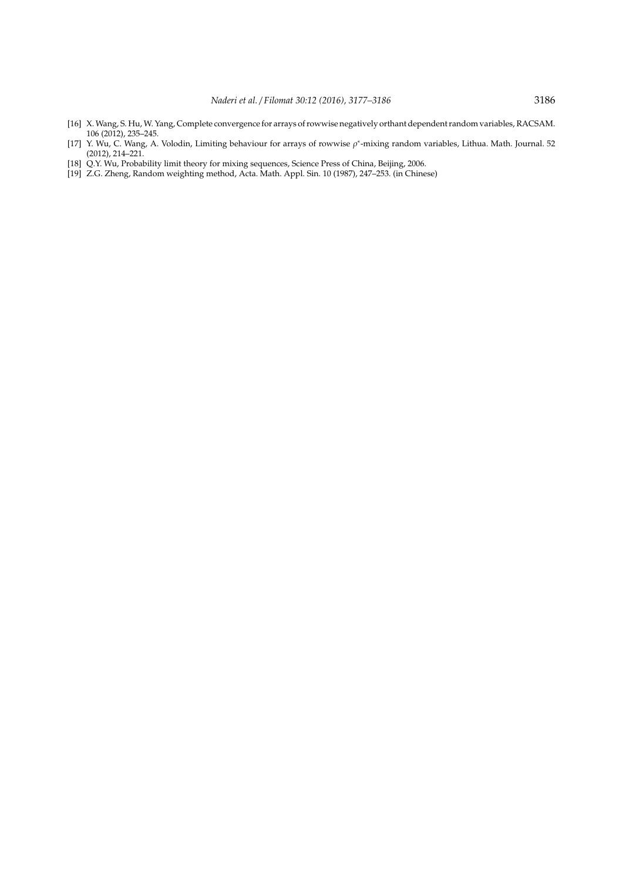[16] X. Wang, S. Hu, W. Yang, Complete convergence for arrays of rowwise negatively orthant dependent random variables, RACSAM. 106 (2012), 235–245.

[17] Y. Wu, C. Wang, A. Volodin, Limiting behaviour for arrays of rowwise $\rho^*$-mixing random variables, Lithua. Math. Journal. 52 (2012), 214–221.

[18] Q.Y. Wu, Probability limit theory for mixing sequences, Science Press of China, Beijing, 2006.

[19] Z.G. Zheng, Random weighting method, Acta. Math. Appl. Sin. 10 (1987), 247–253. (in Chinese)